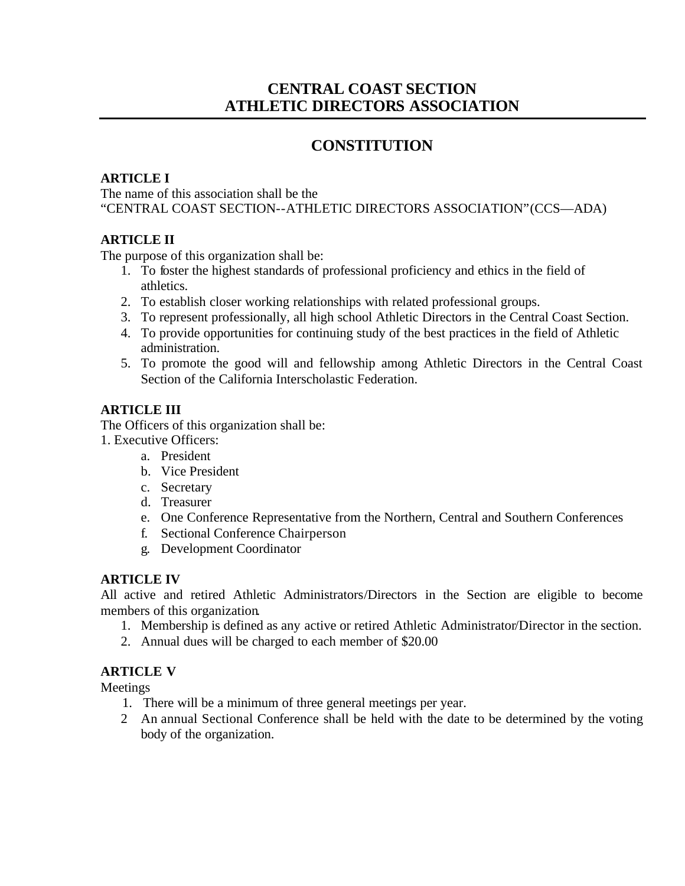# CENTRAL COAST SECTION
# ATHLETIC DIRECTORS ASSOCIATION

---

## CONSTITUTION

**ARTICLE I**

The name of this association shall be the
"CENTRAL COAST SECTION--ATHLETIC DIRECTORS ASSOCIATION"(CCS—ADA)

**ARTICLE II**

The purpose of this organization shall be:

1. To foster the highest standards of professional proficiency and ethics in the field of athletics.
2. To establish closer working relationships with related professional groups.
3. To represent professionally, all high school Athletic Directors in the Central Coast Section.
4. To provide opportunities for continuing study of the best practices in the field of Athletic administration.
5. To promote the good will and fellowship among Athletic Directors in the Central Coast Section of the California Interscholastic Federation.

**ARTICLE III**

The Officers of this organization shall be:

1. Executive Officers:
   a. President
   b. Vice President
   c. Secretary
   d. Treasurer
   e. One Conference Representative from the Northern, Central and Southern Conferences
   f. Sectional Conference Chairperson
   g. Development Coordinator

**ARTICLE IV**

All active and retired Athletic Administrators/Directors in the Section are eligible to become members of this organization.

1. Membership is defined as any active or retired Athletic Administrator/Director in the section.
2. Annual dues will be charged to each member of $20.00

**ARTICLE V**

Meetings

1. There will be a minimum of three general meetings per year.
2. An annual Sectional Conference shall be held with the date to be determined by the voting body of the organization.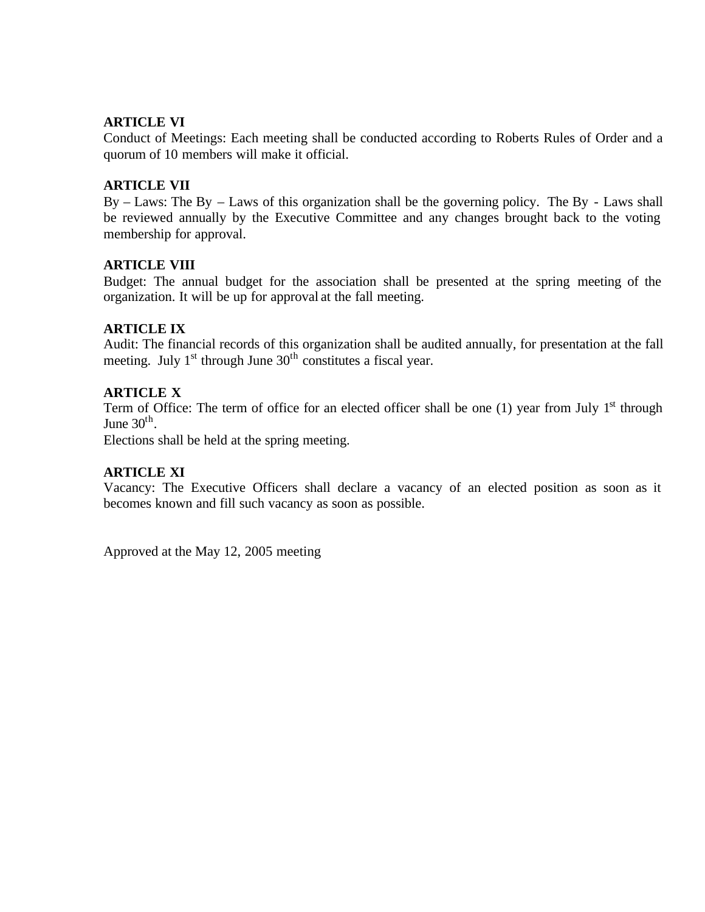**ARTICLE VI**
Conduct of Meetings: Each meeting shall be conducted according to Roberts Rules of Order and a quorum of 10 members will make it official.

**ARTICLE VII**
By – Laws: The By – Laws of this organization shall be the governing policy. The By - Laws shall be reviewed annually by the Executive Committee and any changes brought back to the voting membership for approval.

**ARTICLE VIII**
Budget: The annual budget for the association shall be presented at the spring meeting of the organization. It will be up for approval at the fall meeting.

**ARTICLE IX**
Audit: The financial records of this organization shall be audited annually, for presentation at the fall meeting. July 1st through June 30th constitutes a fiscal year.

**ARTICLE X**
Term of Office: The term of office for an elected officer shall be one (1) year from July 1st through June 30th.
Elections shall be held at the spring meeting.

**ARTICLE XI**
Vacancy: The Executive Officers shall declare a vacancy of an elected position as soon as it becomes known and fill such vacancy as soon as possible.

Approved at the May 12, 2005 meeting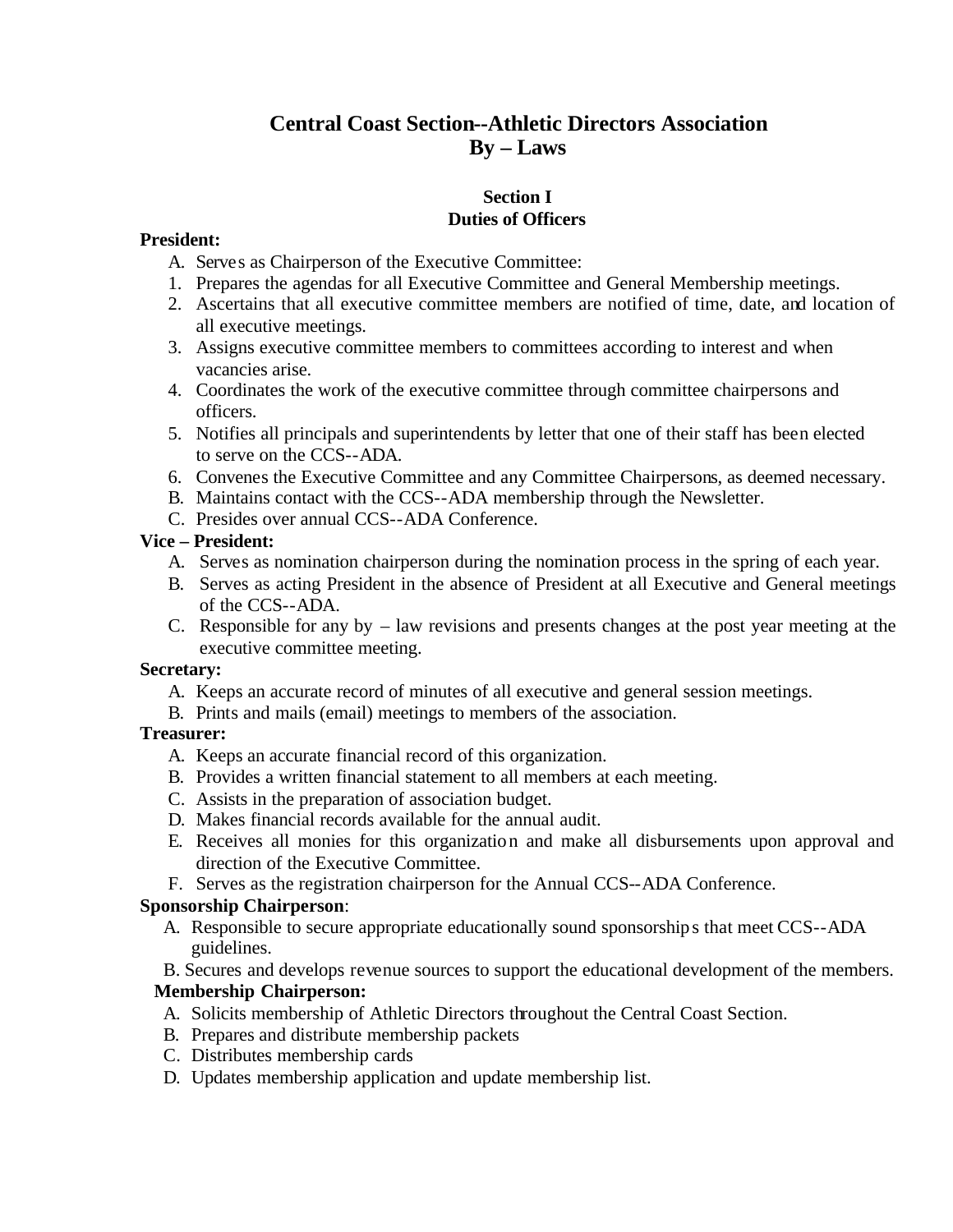# Central Coast Section--Athletic Directors Association
# By – Laws

## Section I
## Duties of Officers

**President:**

A. Serves as Chairperson of the Executive Committee:

1. Prepares the agendas for all Executive Committee and General Membership meetings.
2. Ascertains that all executive committee members are notified of time, date, and location of all executive meetings.
3. Assigns executive committee members to committees according to interest and when vacancies arise.
4. Coordinates the work of the executive committee through committee chairpersons and officers.
5. Notifies all principals and superintendents by letter that one of their staff has been elected to serve on the CCS--ADA.
6. Convenes the Executive Committee and any Committee Chairpersons, as deemed necessary.

B. Maintains contact with the CCS--ADA membership through the Newsletter.

C. Presides over annual CCS--ADA Conference.

**Vice – President:**

A. Serves as nomination chairperson during the nomination process in the spring of each year.

B. Serves as acting President in the absence of President at all Executive and General meetings of the CCS--ADA.

C. Responsible for any by – law revisions and presents changes at the post year meeting at the executive committee meeting.

**Secretary:**

A. Keeps an accurate record of minutes of all executive and general session meetings.

B. Prints and mails (email) meetings to members of the association.

**Treasurer:**

A. Keeps an accurate financial record of this organization.

B. Provides a written financial statement to all members at each meeting.

C. Assists in the preparation of association budget.

D. Makes financial records available for the annual audit.

E. Receives all monies for this organization and make all disbursements upon approval and direction of the Executive Committee.

F. Serves as the registration chairperson for the Annual CCS--ADA Conference.

**Sponsorship Chairperson**:

A. Responsible to secure appropriate educationally sound sponsorships that meet CCS--ADA guidelines.

B. Secures and develops revenue sources to support the educational development of the members.

**Membership Chairperson:**

A. Solicits membership of Athletic Directors throughout the Central Coast Section.

B. Prepares and distribute membership packets

C. Distributes membership cards

D. Updates membership application and update membership list.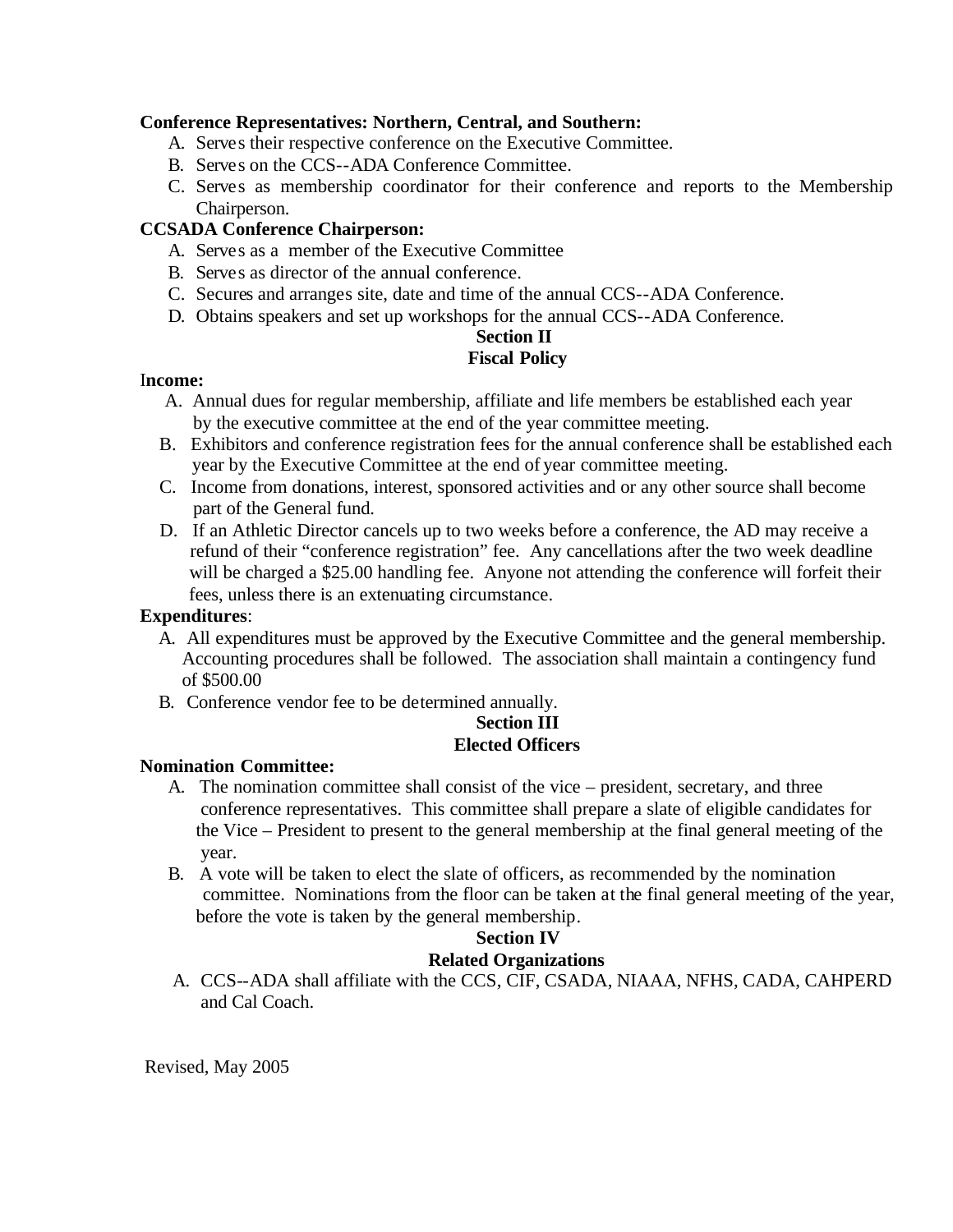**Conference Representatives: Northern, Central, and Southern:**

A. Serves their respective conference on the Executive Committee.
B. Serves on the CCS--ADA Conference Committee.
C. Serves as membership coordinator for their conference and reports to the Membership Chairperson.

**CCSADA Conference Chairperson:**

A. Serves as a member of the Executive Committee
B. Serves as director of the annual conference.
C. Secures and arranges site, date and time of the annual CCS--ADA Conference.
D. Obtains speakers and set up workshops for the annual CCS--ADA Conference.

## Section II
## Fiscal Policy

**Income:**

A. Annual dues for regular membership, affiliate and life members be established each year by the executive committee at the end of the year committee meeting.
B. Exhibitors and conference registration fees for the annual conference shall be established each year by the Executive Committee at the end of year committee meeting.
C. Income from donations, interest, sponsored activities and or any other source shall become part of the General fund.
D. If an Athletic Director cancels up to two weeks before a conference, the AD may receive a refund of their "conference registration" fee. Any cancellations after the two week deadline will be charged a $25.00 handling fee. Anyone not attending the conference will forfeit their fees, unless there is an extenuating circumstance.

**Expenditures**:

A. All expenditures must be approved by the Executive Committee and the general membership. Accounting procedures shall be followed. The association shall maintain a contingency fund of $500.00
B. Conference vendor fee to be determined annually.

## Section III
## Elected Officers

**Nomination Committee:**

A. The nomination committee shall consist of the vice – president, secretary, and three conference representatives. This committee shall prepare a slate of eligible candidates for the Vice – President to present to the general membership at the final general meeting of the year.
B. A vote will be taken to elect the slate of officers, as recommended by the nomination committee. Nominations from the floor can be taken at the final general meeting of the year, before the vote is taken by the general membership.

## Section IV
## Related Organizations

A. CCS--ADA shall affiliate with the CCS, CIF, CSADA, NIAAA, NFHS, CADA, CAHPERD and Cal Coach.

Revised, May 2005